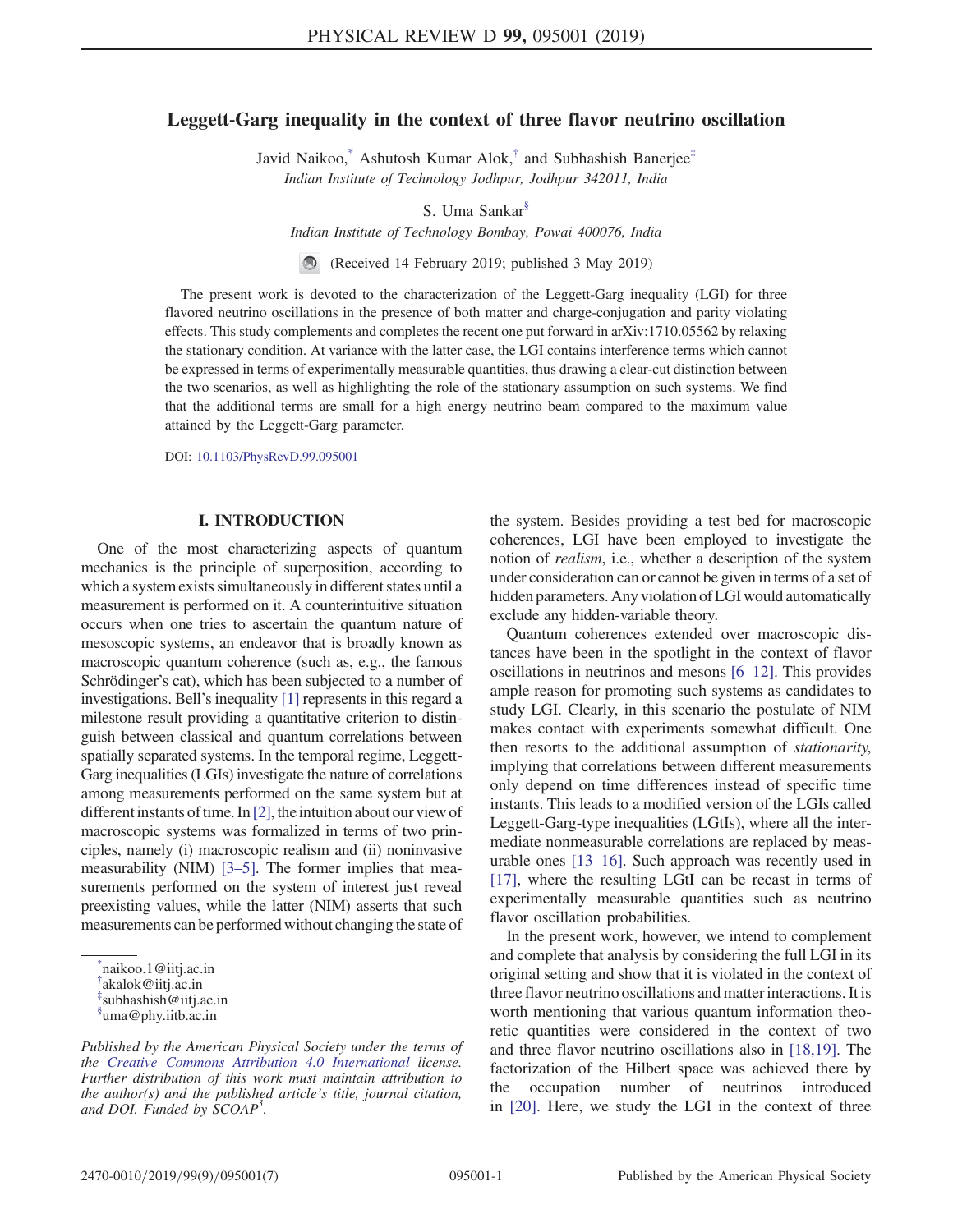# Leggett-Garg inequality in the context of three flavor neutrino oscillation

Javid Naikoo,[*] Ashutosh Kumar Alok,[†] and Subhashish Banerjee[‡]
*Indian Institute of Technology Jodhpur, Jodhpur 342011, India*

S. Uma Sankar[§]
*Indian Institute of Technology Bombay, Powai 400076, India*

(Received 14 February 2019; published 3 May 2019)

The present work is devoted to the characterization of the Leggett-Garg inequality (LGI) for three flavored neutrino oscillations in the presence of both matter and charge-conjugation and parity violating effects. This study complements and completes the recent one put forward in arXiv:1710.05562 by relaxing the stationary condition. At variance with the latter case, the LGI contains interference terms which cannot be expressed in terms of experimentally measurable quantities, thus drawing a clear-cut distinction between the two scenarios, as well as highlighting the role of the stationary assumption on such systems. We find that the additional terms are small for a high energy neutrino beam compared to the maximum value attained by the Leggett-Garg parameter.

DOI: 10.1103/PhysRevD.99.095001

## I. INTRODUCTION

One of the most characterizing aspects of quantum mechanics is the principle of superposition, according to which a system exists simultaneously in different states until a measurement is performed on it. A counterintuitive situation occurs when one tries to ascertain the quantum nature of mesoscopic systems, an endeavor that is broadly known as macroscopic quantum coherence (such as, e.g., the famous Schrödinger's cat), which has been subjected to a number of investigations. Bell's inequality [1] represents in this regard a milestone result providing a quantitative criterion to distinguish between classical and quantum correlations between spatially separated systems. In the temporal regime, Leggett-Garg inequalities (LGIs) investigate the nature of correlations among measurements performed on the same system but at different instants of time. In [2], the intuition about our view of macroscopic systems was formalized in terms of two principles, namely (i) macroscopic realism and (ii) noninvasive measurability (NIM) [3–5]. The former implies that measurements performed on the system of interest just reveal preexisting values, while the latter (NIM) asserts that such measurements can be performed without changing the state of the system. Besides providing a test bed for macroscopic coherences, LGI have been employed to investigate the notion of *realism*, i.e., whether a description of the system under consideration can or cannot be given in terms of a set of hidden parameters. Any violation of LGI would automatically exclude any hidden-variable theory.

Quantum coherences extended over macroscopic distances have been in the spotlight in the context of flavor oscillations in neutrinos and mesons [6–12]. This provides ample reason for promoting such systems as candidates to study LGI. Clearly, in this scenario the postulate of NIM makes contact with experiments somewhat difficult. One then resorts to the additional assumption of *stationarity*, implying that correlations between different measurements only depend on time differences instead of specific time instants. This leads to a modified version of the LGIs called Leggett-Garg-type inequalities (LGtIs), where all the intermediate nonmeasurable correlations are replaced by measurable ones [13–16]. Such approach was recently used in [17], where the resulting LGtI can be recast in terms of experimentally measurable quantities such as neutrino flavor oscillation probabilities.

In the present work, however, we intend to complement and complete that analysis by considering the full LGI in its original setting and show that it is violated in the context of three flavor neutrino oscillations and matter interactions. It is worth mentioning that various quantum information theoretic quantities were considered in the context of two and three flavor neutrino oscillations also in [18,19]. The factorization of the Hilbert space was achieved there by the occupation number of neutrinos introduced in [20]. Here, we study the LGI in the context of three

---

[*] naikoo.1@iitj.ac.in
[†] akalok@iitj.ac.in
[‡] subhashish@iitj.ac.in
[§] uma@phy.iitb.ac.in

*Published by the American Physical Society under the terms of the Creative Commons Attribution 4.0 International license. Further distribution of this work must maintain attribution to the author(s) and the published article's title, journal citation, and DOI. Funded by SCOAP[3].*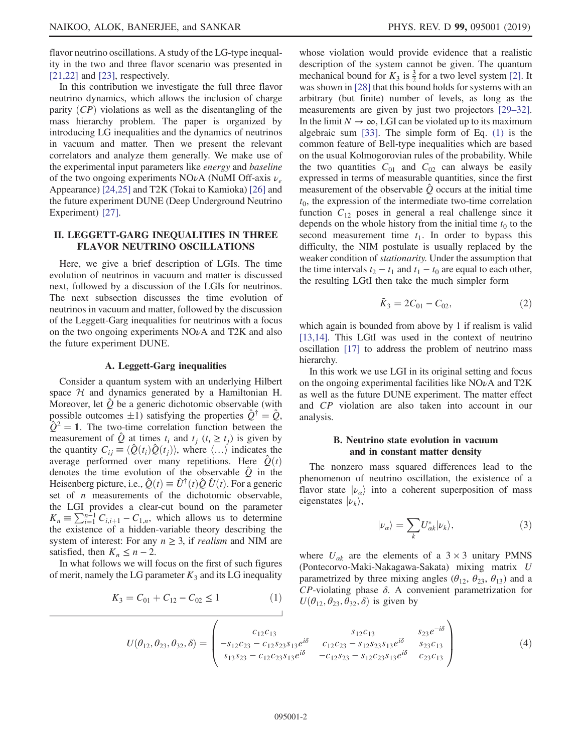flavor neutrino oscillations. A study of the LG-type inequality in the two and three flavor scenario was presented in [21,22] and [23], respectively.

In this contribution we investigate the full three flavor neutrino dynamics, which allows the inclusion of charge parity ($CP$) violations as well as the disentangling of the mass hierarchy problem. The paper is organized by introducing LG inequalities and the dynamics of neutrinos in vacuum and matter. Then we present the relevant correlators and analyze them generally. We make use of the experimental input parameters like *energy* and *baseline* of the two ongoing experiments NO$\nu$A (NuMI Off-axis $\nu_e$ Appearance) [24,25] and T2K (Tokai to Kamioka) [26] and the future experiment DUNE (Deep Underground Neutrino Experiment) [27].

## II. LEGGETT-GARG INEQUALITIES IN THREE FLAVOR NEUTRINO OSCILLATIONS

Here, we give a brief description of LGIs. The time evolution of neutrinos in vacuum and matter is discussed next, followed by a discussion of the LGIs for neutrinos. The next subsection discusses the time evolution of neutrinos in vacuum and matter, followed by the discussion of the Leggett-Garg inequalities for neutrinos with a focus on the two ongoing experiments NO$\nu$A and T2K and also the future experiment DUNE.

### A. Leggett-Garg inequalities

Consider a quantum system with an underlying Hilbert space $\mathcal{H}$ and dynamics generated by a Hamiltonian H. Moreover, let $\hat{Q}$ be a generic dichotomic observable (with possible outcomes $\pm 1$) satisfying the properties $\hat{Q}^\dagger = \hat{Q}$, $\hat{Q}^2 = \mathbb{1}$. The two-time correlation function between the measurement of $\hat{Q}$ at times $t_i$ and $t_j$ ($t_i \geq t_j$) is given by the quantity $C_{ij} \equiv \langle \hat{Q}(t_i)\hat{Q}(t_j)\rangle$, where $\langle \ldots \rangle$ indicates the average performed over many repetitions. Here $\hat{Q}(t)$ denotes the time evolution of the observable $\hat{Q}$ in the Heisenberg picture, i.e., $\hat{Q}(t) \equiv \hat{U}^\dagger(t)\hat{Q}\,\hat{U}(t)$. For a generic set of $n$ measurements of the dichotomic observable, the LGI provides a clear-cut bound on the parameter $K_n \equiv \sum_{i=1}^{n-1} C_{i,i+1} - C_{1,n}$, which allows us to determine the existence of a hidden-variable theory describing the system of interest: For any $n \geq 3$, if *realism* and NIM are satisfied, then $K_n \leq n-2$.

In what follows we will focus on the first of such figures of merit, namely the LG parameter $K_3$ and its LG inequality

$$K_3 = C_{01} + C_{12} - C_{02} \leq 1 \tag{1}$$

whose violation would provide evidence that a realistic description of the system cannot be given. The quantum mechanical bound for $K_3$ is $\frac{3}{2}$ for a two level system [2]. It was shown in [28] that this bound holds for systems with an arbitrary (but finite) number of levels, as long as the measurements are given by just two projectors [29–32]. In the limit $N \to \infty$, LGI can be violated up to its maximum algebraic sum [33]. The simple form of Eq. (1) is the common feature of Bell-type inequalities which are based on the usual Kolmogorovian rules of the probability. While the two quantities $C_{01}$ and $C_{02}$ can always be easily expressed in terms of measurable quantities, since the first measurement of the observable $\hat{Q}$ occurs at the initial time $t_0$, the expression of the intermediate two-time correlation function $C_{12}$ poses in general a real challenge since it depends on the whole history from the initial time $t_0$ to the second measurement time $t_1$. In order to bypass this difficulty, the NIM postulate is usually replaced by the weaker condition of *stationarity*. Under the assumption that the time intervals $t_2 - t_1$ and $t_1 - t_0$ are equal to each other, the resulting LGtI then take the much simpler form

$$\tilde{K}_3 = 2C_{01} - C_{02}, \tag{2}$$

which again is bounded from above by 1 if realism is valid [13,14]. This LGtI was used in the context of neutrino oscillation [17] to address the problem of neutrino mass hierarchy.

In this work we use LGI in its original setting and focus on the ongoing experimental facilities like NO$\nu$A and T2K as well as the future DUNE experiment. The matter effect and $CP$ violation are also taken into account in our analysis.

### B. Neutrino state evolution in vacuum and in constant matter density

The nonzero mass squared differences lead to the phenomenon of neutrino oscillation, the existence of a flavor state $|\nu_\alpha\rangle$ into a coherent superposition of mass eigenstates $|\nu_k\rangle$,

$$|\nu_\alpha\rangle = \sum_k U^*_{\alpha k}|\nu_k\rangle, \tag{3}$$

where $U_{\alpha k}$ are the elements of a $3 \times 3$ unitary PMNS (Pontecorvo-Maki-Nakagawa-Sakata) mixing matrix $U$ parametrized by three mixing angles ($\theta_{12}$, $\theta_{23}$, $\theta_{13}$) and a $CP$-violating phase $\delta$. A convenient parametrization for $U(\theta_{12}, \theta_{23}, \theta_{32}, \delta)$ is given by

$$U(\theta_{12}, \theta_{23}, \theta_{32}, \delta) = \begin{pmatrix} c_{12}c_{13} & s_{12}c_{13} & s_{23}e^{-i\delta} \\ -s_{12}c_{23} - c_{12}s_{23}s_{13}e^{i\delta} & c_{12}c_{23} - s_{12}s_{23}s_{13}e^{i\delta} & s_{23}c_{13} \\ s_{13}s_{23} - c_{12}c_{23}s_{13}e^{i\delta} & -c_{12}s_{23} - s_{12}c_{23}s_{13}e^{i\delta} & c_{23}c_{13} \end{pmatrix} \tag{4}$$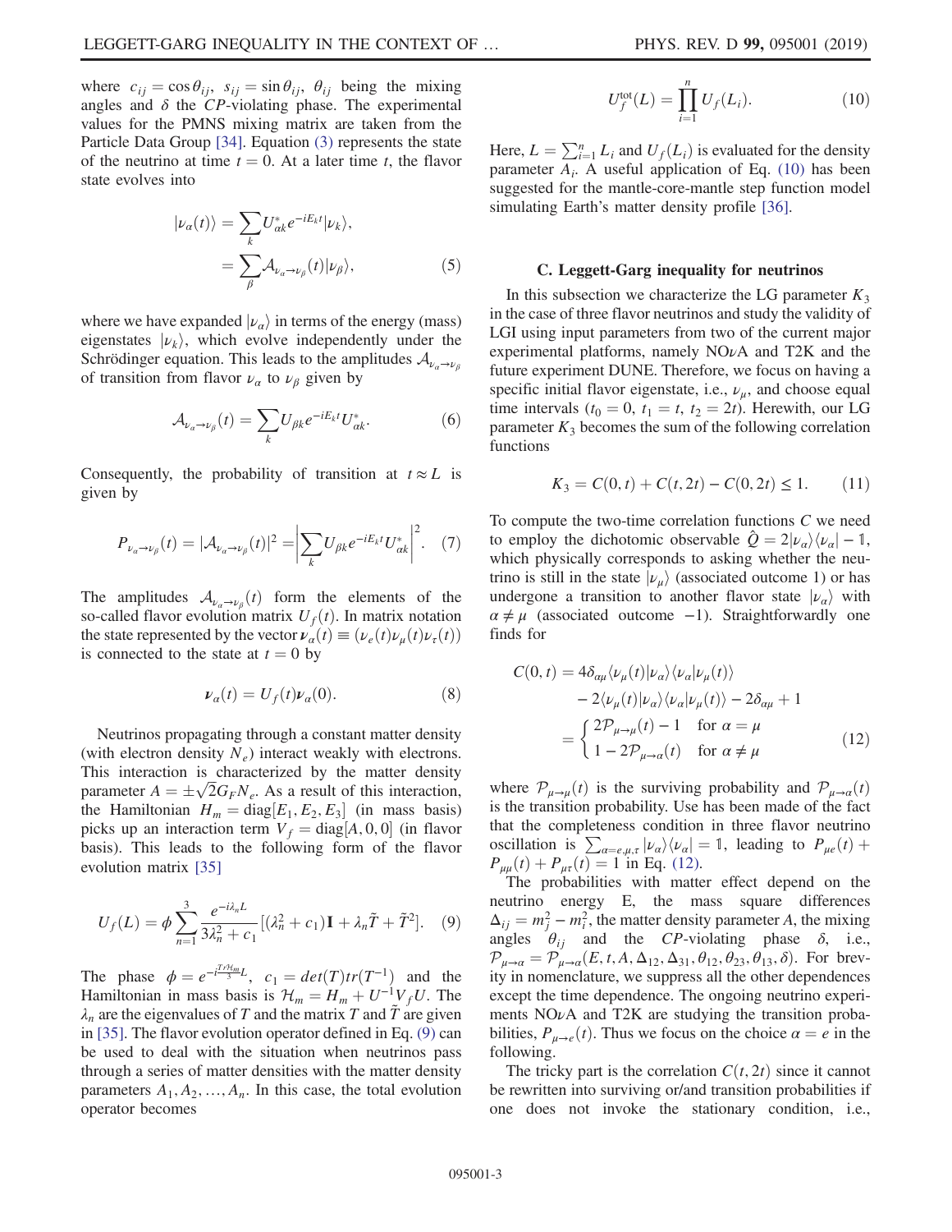where $c_{ij} = \cos\theta_{ij}$, $s_{ij} = \sin\theta_{ij}$, $\theta_{ij}$ being the mixing angles and $\delta$ the *CP*-violating phase. The experimental values for the PMNS mixing matrix are taken from the Particle Data Group [34]. Equation (3) represents the state of the neutrino at time $t = 0$. At a later time $t$, the flavor state evolves into

$$
\begin{aligned}
|\nu_\alpha(t)\rangle &= \sum_k U^*_{\alpha k} e^{-iE_k t} |\nu_k\rangle, \\
&= \sum_\beta \mathcal{A}_{\nu_\alpha \to \nu_\beta}(t) |\nu_\beta\rangle,
\end{aligned} \tag{5}
$$

where we have expanded $|\nu_\alpha\rangle$ in terms of the energy (mass) eigenstates $|\nu_k\rangle$, which evolve independently under the Schrödinger equation. This leads to the amplitudes $\mathcal{A}_{\nu_\alpha \to \nu_\beta}$ of transition from flavor $\nu_\alpha$ to $\nu_\beta$ given by

$$
\mathcal{A}_{\nu_\alpha \to \nu_\beta}(t) = \sum_k U_{\beta k} e^{-iE_k t} U^*_{\alpha k}. \tag{6}
$$

Consequently, the probability of transition at $t \approx L$ is given by

$$
P_{\nu_\alpha \to \nu_\beta}(t) = |\mathcal{A}_{\nu_\alpha \to \nu_\beta}(t)|^2 = \left| \sum_k U_{\beta k} e^{-iE_k t} U^*_{\alpha k} \right|^2. \tag{7}
$$

The amplitudes $\mathcal{A}_{\nu_\alpha \to \nu_\beta}(t)$ form the elements of the so-called flavor evolution matrix $U_f(t)$. In matrix notation the state represented by the vector $\boldsymbol{\nu}_\alpha(t) \equiv (\nu_e(t)\nu_\mu(t)\nu_\tau(t))$ is connected to the state at $t = 0$ by

$$
\boldsymbol{\nu}_\alpha(t) = U_f(t)\boldsymbol{\nu}_\alpha(0). \tag{8}
$$

Neutrinos propagating through a constant matter density (with electron density $N_e$) interact weakly with electrons. This interaction is characterized by the matter density parameter $A = \pm\sqrt{2}G_F N_e$. As a result of this interaction, the Hamiltonian $H_m = \mathrm{diag}[E_1, E_2, E_3]$ (in mass basis) picks up an interaction term $V_f = \mathrm{diag}[A, 0, 0]$ (in flavor basis). This leads to the following form of the flavor evolution matrix [35]

$$
U_f(L) = \phi \sum_{n=1}^{3} \frac{e^{-i\lambda_n L}}{3\lambda_n^2 + c_1} [(\lambda_n^2 + c_1)\mathbf{I} + \lambda_n \tilde{T} + \tilde{T}^2]. \tag{9}
$$

The phase $\phi = e^{-i\frac{Tr\mathcal{H}_m}{3}L}$, $c_1 = det(T)tr(T^{-1})$ and the Hamiltonian in mass basis is $\mathcal{H}_m = H_m + U^{-1}V_f U$. The $\lambda_n$ are the eigenvalues of $T$ and the matrix $T$ and $\tilde{T}$ are given in [35]. The flavor evolution operator defined in Eq. (9) can be used to deal with the situation when neutrinos pass through a series of matter densities with the matter density parameters $A_1, A_2, \ldots, A_n$. In this case, the total evolution operator becomes

$$
U_f^{\mathrm{tot}}(L) = \prod_{i=1}^{n} U_f(L_i). \tag{10}
$$

Here, $L = \sum_{i=1}^{n} L_i$ and $U_f(L_i)$ is evaluated for the density parameter $A_i$. A useful application of Eq. (10) has been suggested for the mantle-core-mantle step function model simulating Earth's matter density profile [36].

### C. Leggett-Garg inequality for neutrinos

In this subsection we characterize the LG parameter $K_3$ in the case of three flavor neutrinos and study the validity of LGI using input parameters from two of the current major experimental platforms, namely NO$\nu$A and T2K and the future experiment DUNE. Therefore, we focus on having a specific initial flavor eigenstate, i.e., $\nu_\mu$, and choose equal time intervals ($t_0 = 0$, $t_1 = t$, $t_2 = 2t$). Herewith, our LG parameter $K_3$ becomes the sum of the following correlation functions

$$
K_3 = C(0, t) + C(t, 2t) - C(0, 2t) \leq 1. \tag{11}
$$

To compute the two-time correlation functions $C$ we need to employ the dichotomic observable $\hat{Q} = 2|\nu_\alpha\rangle\langle\nu_\alpha| - \mathbb{1}$, which physically corresponds to asking whether the neutrino is still in the state $|\nu_\mu\rangle$ (associated outcome 1) or has undergone a transition to another flavor state $|\nu_\alpha\rangle$ with $\alpha \neq \mu$ (associated outcome $-1$). Straightforwardly one finds for

$$
\begin{aligned}
C(0, t) &= 4\delta_{\alpha\mu}\langle\nu_\mu(t)|\nu_\alpha\rangle\langle\nu_\alpha|\nu_\mu(t)\rangle \\
&\quad - 2\langle\nu_\mu(t)|\nu_\alpha\rangle\langle\nu_\alpha|\nu_\mu(t)\rangle - 2\delta_{\alpha\mu} + 1 \\
&= \begin{cases} 2\mathcal{P}_{\mu\to\mu}(t) - 1 & \text{for } \alpha = \mu \\ 1 - 2\mathcal{P}_{\mu\to\alpha}(t) & \text{for } \alpha \neq \mu \end{cases}
\end{aligned} \tag{12}
$$

where $\mathcal{P}_{\mu\to\mu}(t)$ is the surviving probability and $\mathcal{P}_{\mu\to\alpha}(t)$ is the transition probability. Use has been made of the fact that the completeness condition in three flavor neutrino oscillation is $\sum_{\alpha=e,\mu,\tau} |\nu_\alpha\rangle\langle\nu_\alpha| = \mathbb{1}$, leading to $P_{\mu e}(t) + P_{\mu\mu}(t) + P_{\mu\tau}(t) = 1$ in Eq. (12).

The probabilities with matter effect depend on the neutrino energy E, the mass square differences $\Delta_{ij} = m_j^2 - m_i^2$, the matter density parameter $A$, the mixing angles $\theta_{ij}$ and the *CP*-violating phase $\delta$, i.e., $\mathcal{P}_{\mu\to\alpha} = \mathcal{P}_{\mu\to\alpha}(E, t, A, \Delta_{12}, \Delta_{31}, \theta_{12}, \theta_{23}, \theta_{13}, \delta)$. For brevity in nomenclature, we suppress all the other dependences except the time dependence. The ongoing neutrino experiments NO$\nu$A and T2K are studying the transition probabilities, $P_{\mu\to e}(t)$. Thus we focus on the choice $\alpha = e$ in the following.

The tricky part is the correlation $C(t, 2t)$ since it cannot be rewritten into surviving or/and transition probabilities if one does not invoke the stationary condition, i.e.,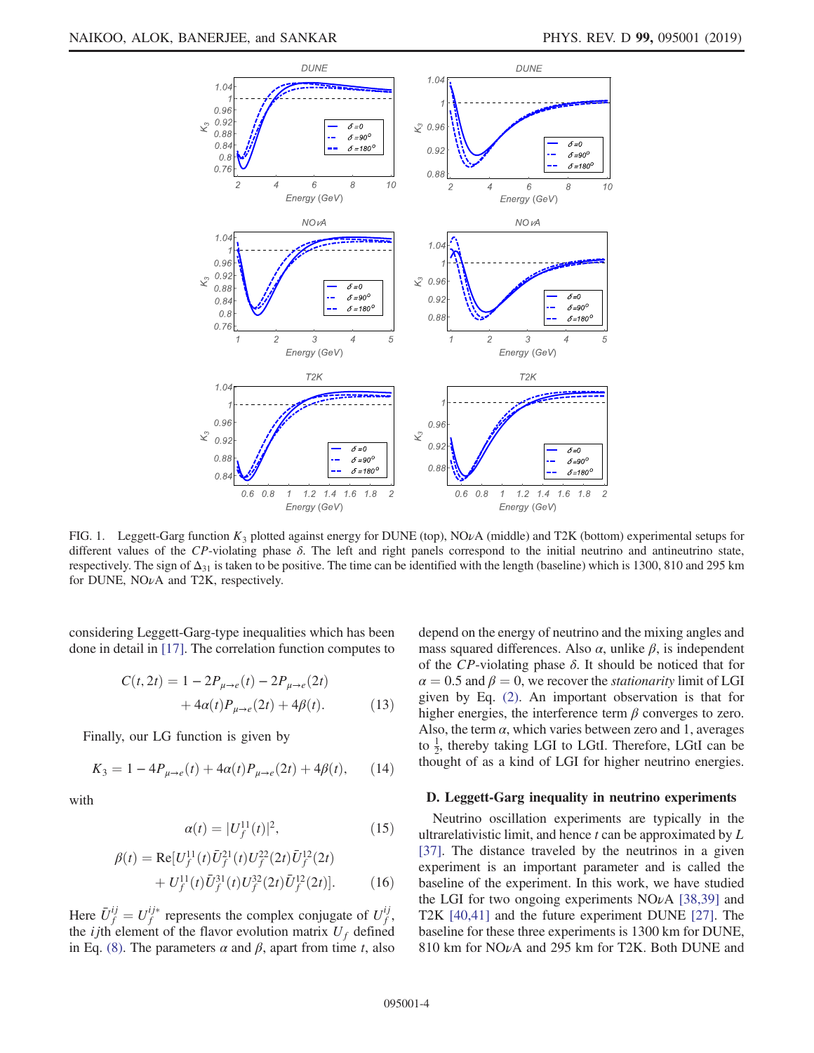FIG. 1. Leggett-Garg function $K_3$ plotted against energy for DUNE (top), NO$\nu$A (middle) and T2K (bottom) experimental setups for different values of the $CP$-violating phase $\delta$. The left and right panels correspond to the initial neutrino and antineutrino state, respectively. The sign of $\Delta_{31}$ is taken to be positive. The time can be identified with the length (baseline) which is 1300, 810 and 295 km for DUNE, NO$\nu$A and T2K, respectively.

considering Leggett-Garg-type inequalities which has been done in detail in [17]. The correlation function computes to

$$C(t, 2t) = 1 - 2P_{\mu\to e}(t) - 2P_{\mu\to e}(2t) + 4\alpha(t)P_{\mu\to e}(2t) + 4\beta(t). \tag{13}$$

Finally, our LG function is given by

$$K_3 = 1 - 4P_{\mu\to e}(t) + 4\alpha(t)P_{\mu\to e}(2t) + 4\beta(t), \tag{14}$$

with

$$\alpha(t) = |U_f^{11}(t)|^2, \tag{15}$$

$$\beta(t) = \mathrm{Re}[U_f^{11}(t)\bar{U}_f^{21}(t)U_f^{22}(2t)\bar{U}_f^{12}(2t) + U_f^{11}(t)\bar{U}_f^{31}(t)U_f^{32}(2t)\bar{U}_f^{12}(2t)]. \tag{16}$$

Here $\bar{U}_f^{ij} = U_f^{ij*}$ represents the complex conjugate of $U_f^{ij}$, the $ij$th element of the flavor evolution matrix $U_f$ defined in Eq. (8). The parameters $\alpha$ and $\beta$, apart from time $t$, also depend on the energy of neutrino and the mixing angles and mass squared differences. Also $\alpha$, unlike $\beta$, is independent of the $CP$-violating phase $\delta$. It should be noticed that for $\alpha = 0.5$ and $\beta = 0$, we recover the *stationarity* limit of LGI given by Eq. (2). An important observation is that for higher energies, the interference term $\beta$ converges to zero. Also, the term $\alpha$, which varies between zero and 1, averages to $\frac{1}{2}$, thereby taking LGI to LGtI. Therefore, LGtI can be thought of as a kind of LGI for higher neutrino energies.

### D. Leggett-Garg inequality in neutrino experiments

Neutrino oscillation experiments are typically in the ultrarelativistic limit, and hence $t$ can be approximated by $L$ [37]. The distance traveled by the neutrinos in a given experiment is an important parameter and is called the baseline of the experiment. In this work, we have studied the LGI for two ongoing experiments NO$\nu$A [38,39] and T2K [40,41] and the future experiment DUNE [27]. The baseline for these three experiments is 1300 km for DUNE, 810 km for NO$\nu$A and 295 km for T2K. Both DUNE and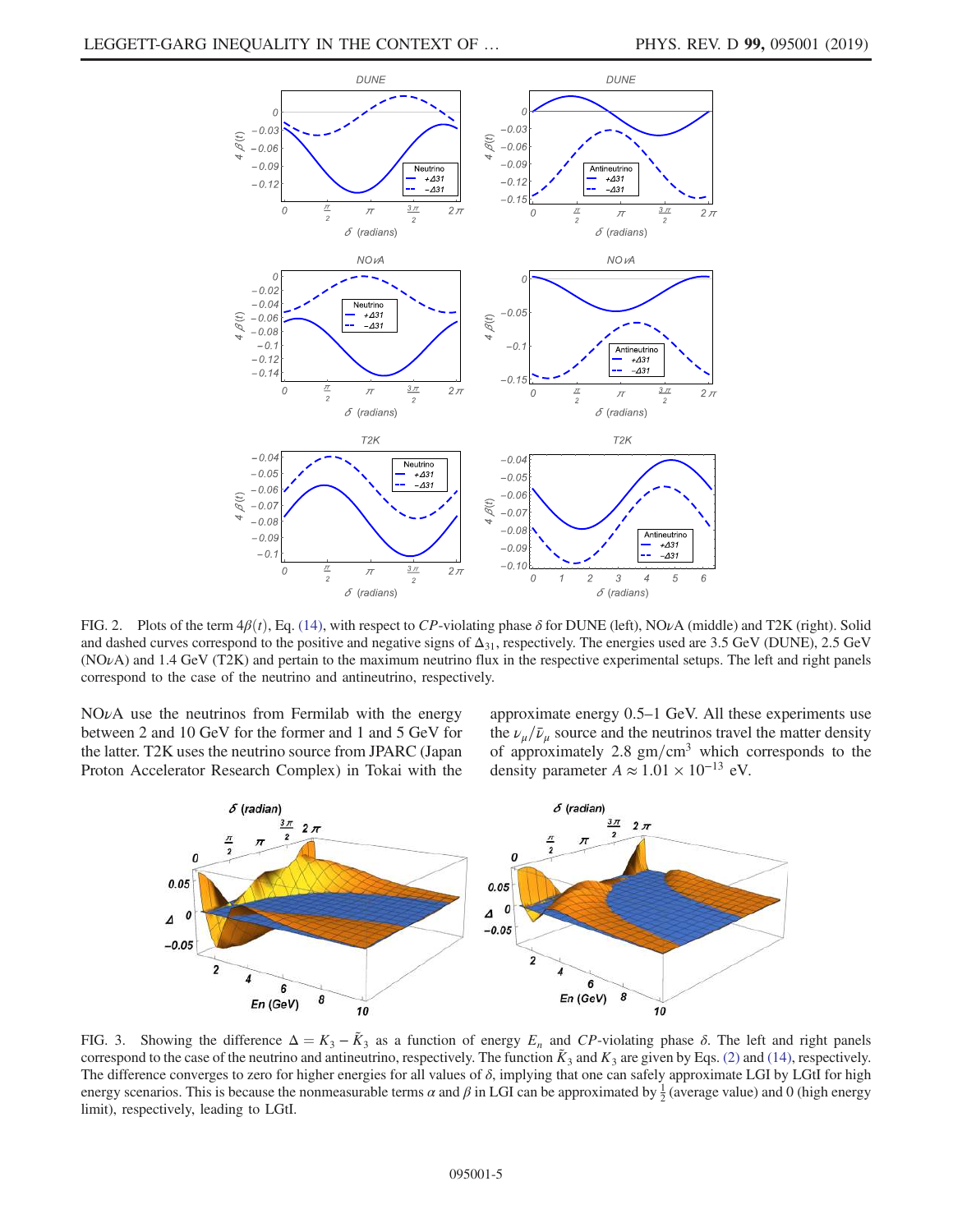FIG. 2. Plots of the term $4\beta(t)$, Eq. (14), with respect to $CP$-violating phase $\delta$ for DUNE (left), NO$\nu$A (middle) and T2K (right). Solid and dashed curves correspond to the positive and negative signs of $\Delta_{31}$, respectively. The energies used are 3.5 GeV (DUNE), 2.5 GeV (NO$\nu$A) and 1.4 GeV (T2K) and pertain to the maximum neutrino flux in the respective experimental setups. The left and right panels correspond to the case of the neutrino and antineutrino, respectively.

NO$\nu$A use the neutrinos from Fermilab with the energy between 2 and 10 GeV for the former and 1 and 5 GeV for the latter. T2K uses the neutrino source from JPARC (Japan Proton Accelerator Research Complex) in Tokai with the approximate energy 0.5–1 GeV. All these experiments use the $\nu_\mu/\bar{\nu}_\mu$ source and the neutrinos travel the matter density of approximately 2.8 gm/cm$^3$ which corresponds to the density parameter $A \approx 1.01 \times 10^{-13}$ eV.

FIG. 3. Showing the difference $\Delta = K_3 - \tilde{K}_3$ as a function of energy $E_n$ and $CP$-violating phase $\delta$. The left and right panels correspond to the case of the neutrino and antineutrino, respectively. The function $\tilde{K}_3$ and $K_3$ are given by Eqs. (2) and (14), respectively. The difference converges to zero for higher energies for all values of $\delta$, implying that one can safely approximate LGI by LGtI for high energy scenarios. This is because the nonmeasurable terms $\alpha$ and $\beta$ in LGI can be approximated by $\frac{1}{2}$ (average value) and 0 (high energy limit), respectively, leading to LGtI.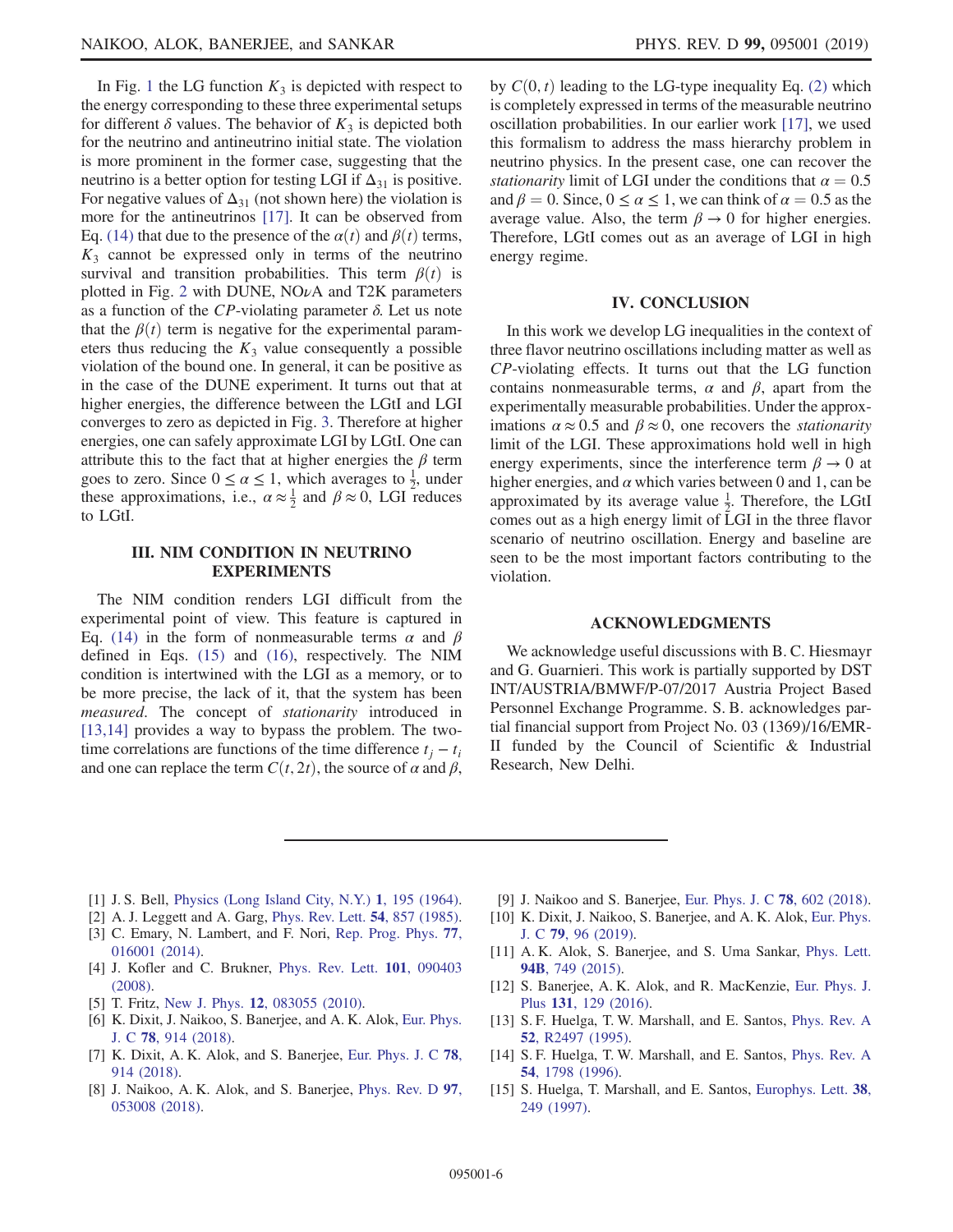In Fig. 1 the LG function $K_3$ is depicted with respect to the energy corresponding to these three experimental setups for different $\delta$ values. The behavior of $K_3$ is depicted both for the neutrino and antineutrino initial state. The violation is more prominent in the former case, suggesting that the neutrino is a better option for testing LGI if $\Delta_{31}$ is positive. For negative values of $\Delta_{31}$ (not shown here) the violation is more for the antineutrinos [17]. It can be observed from Eq. (14) that due to the presence of the $\alpha(t)$ and $\beta(t)$ terms, $K_3$ cannot be expressed only in terms of the neutrino survival and transition probabilities. This term $\beta(t)$ is plotted in Fig. 2 with DUNE, NO$\nu$A and T2K parameters as a function of the $CP$-violating parameter $\delta$. Let us note that the $\beta(t)$ term is negative for the experimental parameters thus reducing the $K_3$ value consequently a possible violation of the bound one. In general, it can be positive as in the case of the DUNE experiment. It turns out that at higher energies, the difference between the LGtI and LGI converges to zero as depicted in Fig. 3. Therefore at higher energies, one can safely approximate LGI by LGtI. One can attribute this to the fact that at higher energies the $\beta$ term goes to zero. Since $0 \leq \alpha \leq 1$, which averages to $\frac{1}{2}$, under these approximations, i.e., $\alpha \approx \frac{1}{2}$ and $\beta \approx 0$, LGI reduces to LGtI.

## III. NIM CONDITION IN NEUTRINO EXPERIMENTS

The NIM condition renders LGI difficult from the experimental point of view. This feature is captured in Eq. (14) in the form of nonmeasurable terms $\alpha$ and $\beta$ defined in Eqs. (15) and (16), respectively. The NIM condition is intertwined with the LGI as a memory, or to be more precise, the lack of it, that the system has been *measured*. The concept of *stationarity* introduced in [13,14] provides a way to bypass the problem. The two-time correlations are functions of the time difference $t_j - t_i$ and one can replace the term $C(t, 2t)$, the source of $\alpha$ and $\beta$, by $C(0, t)$ leading to the LG-type inequality Eq. (2) which is completely expressed in terms of the measurable neutrino oscillation probabilities. In our earlier work [17], we used this formalism to address the mass hierarchy problem in neutrino physics. In the present case, one can recover the *stationarity* limit of LGI under the conditions that $\alpha = 0.5$ and $\beta = 0$. Since, $0 \leq \alpha \leq 1$, we can think of $\alpha = 0.5$ as the average value. Also, the term $\beta \to 0$ for higher energies. Therefore, LGtI comes out as an average of LGI in high energy regime.

## IV. CONCLUSION

In this work we develop LG inequalities in the context of three flavor neutrino oscillations including matter as well as $CP$-violating effects. It turns out that the LG function contains nonmeasurable terms, $\alpha$ and $\beta$, apart from the experimentally measurable probabilities. Under the approximations $\alpha \approx 0.5$ and $\beta \approx 0$, one recovers the *stationarity* limit of the LGI. These approximations hold well in high energy experiments, since the interference term $\beta \to 0$ at higher energies, and $\alpha$ which varies between 0 and 1, can be approximated by its average value $\frac{1}{2}$. Therefore, the LGtI comes out as a high energy limit of LGI in the three flavor scenario of neutrino oscillation. Energy and baseline are seen to be the most important factors contributing to the violation.

## ACKNOWLEDGMENTS

We acknowledge useful discussions with B. C. Hiesmayr and G. Guarnieri. This work is partially supported by DST INT/AUSTRIA/BMWF/P-07/2017 Austria Project Based Personnel Exchange Programme. S. B. acknowledges partial financial support from Project No. 03 (1369)/16/EMR-II funded by the Council of Scientific & Industrial Research, New Delhi.

---

[1] J. S. Bell, Physics (Long Island City, N.Y.) **1**, 195 (1964).
[2] A. J. Leggett and A. Garg, Phys. Rev. Lett. **54**, 857 (1985).
[3] C. Emary, N. Lambert, and F. Nori, Rep. Prog. Phys. **77**, 016001 (2014).
[4] J. Kofler and C. Brukner, Phys. Rev. Lett. **101**, 090403 (2008).
[5] T. Fritz, New J. Phys. **12**, 083055 (2010).
[6] K. Dixit, J. Naikoo, S. Banerjee, and A. K. Alok, Eur. Phys. J. C **78**, 914 (2018).
[7] K. Dixit, A. K. Alok, and S. Banerjee, Eur. Phys. J. C **78**, 914 (2018).
[8] J. Naikoo, A. K. Alok, and S. Banerjee, Phys. Rev. D **97**, 053008 (2018).
[9] J. Naikoo and S. Banerjee, Eur. Phys. J. C **78**, 602 (2018).
[10] K. Dixit, J. Naikoo, S. Banerjee, and A. K. Alok, Eur. Phys. J. C **79**, 96 (2019).
[11] A. K. Alok, S. Banerjee, and S. Uma Sankar, Phys. Lett. **94B**, 749 (2015).
[12] S. Banerjee, A. K. Alok, and R. MacKenzie, Eur. Phys. J. Plus **131**, 129 (2016).
[13] S. F. Huelga, T. W. Marshall, and E. Santos, Phys. Rev. A **52**, R2497 (1995).
[14] S. F. Huelga, T. W. Marshall, and E. Santos, Phys. Rev. A **54**, 1798 (1996).
[15] S. Huelga, T. Marshall, and E. Santos, Europhys. Lett. **38**, 249 (1997).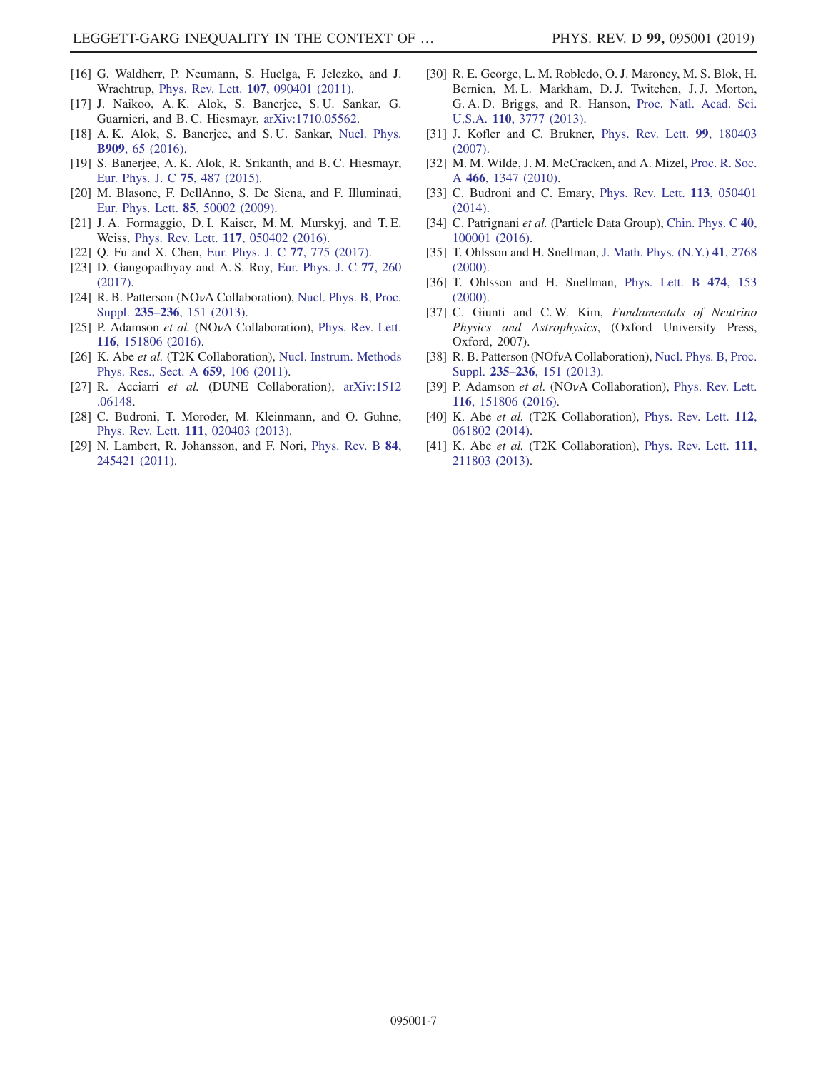[16] G. Waldherr, P. Neumann, S. Huelga, F. Jelezko, and J. Wrachtrup, Phys. Rev. Lett. **107**, 090401 (2011).

[17] J. Naikoo, A. K. Alok, S. Banerjee, S. U. Sankar, G. Guarnieri, and B. C. Hiesmayr, arXiv:1710.05562.

[18] A. K. Alok, S. Banerjee, and S. U. Sankar, Nucl. Phys. **B909**, 65 (2016).

[19] S. Banerjee, A. K. Alok, R. Srikanth, and B. C. Hiesmayr, Eur. Phys. J. C **75**, 487 (2015).

[20] M. Blasone, F. DellAnno, S. De Siena, and F. Illuminati, Eur. Phys. Lett. **85**, 50002 (2009).

[21] J. A. Formaggio, D. I. Kaiser, M. M. Murskyj, and T. E. Weiss, Phys. Rev. Lett. **117**, 050402 (2016).

[22] Q. Fu and X. Chen, Eur. Phys. J. C **77**, 775 (2017).

[23] D. Gangopadhyay and A. S. Roy, Eur. Phys. J. C **77**, 260 (2017).

[24] R. B. Patterson (NOνA Collaboration), Nucl. Phys. B, Proc. Suppl. **235–236**, 151 (2013).

[25] P. Adamson *et al.* (NOνA Collaboration), Phys. Rev. Lett. **116**, 151806 (2016).

[26] K. Abe *et al.* (T2K Collaboration), Nucl. Instrum. Methods Phys. Res., Sect. A **659**, 106 (2011).

[27] R. Acciarri *et al.* (DUNE Collaboration), arXiv:1512.06148.

[28] C. Budroni, T. Moroder, M. Kleinmann, and O. Guhne, Phys. Rev. Lett. **111**, 020403 (2013).

[29] N. Lambert, R. Johansson, and F. Nori, Phys. Rev. B **84**, 245421 (2011).

[30] R. E. George, L. M. Robledo, O. J. Maroney, M. S. Blok, H. Bernien, M. L. Markham, D. J. Twitchen, J. J. Morton, G. A. D. Briggs, and R. Hanson, Proc. Natl. Acad. Sci. U.S.A. **110**, 3777 (2013).

[31] J. Kofler and C. Brukner, Phys. Rev. Lett. **99**, 180403 (2007).

[32] M. M. Wilde, J. M. McCracken, and A. Mizel, Proc. R. Soc. A **466**, 1347 (2010).

[33] C. Budroni and C. Emary, Phys. Rev. Lett. **113**, 050401 (2014).

[34] C. Patrignani *et al.* (Particle Data Group), Chin. Phys. C **40**, 100001 (2016).

[35] T. Ohlsson and H. Snellman, J. Math. Phys. (N.Y.) **41**, 2768 (2000).

[36] T. Ohlsson and H. Snellman, Phys. Lett. B **474**, 153 (2000).

[37] C. Giunti and C. W. Kim, *Fundamentals of Neutrino Physics and Astrophysics*, (Oxford University Press, Oxford, 2007).

[38] R. B. Patterson (NOfνA Collaboration), Nucl. Phys. B, Proc. Suppl. **235–236**, 151 (2013).

[39] P. Adamson *et al.* (NOνA Collaboration), Phys. Rev. Lett. **116**, 151806 (2016).

[40] K. Abe *et al.* (T2K Collaboration), Phys. Rev. Lett. **112**, 061802 (2014).

[41] K. Abe *et al.* (T2K Collaboration), Phys. Rev. Lett. **111**, 211803 (2013).